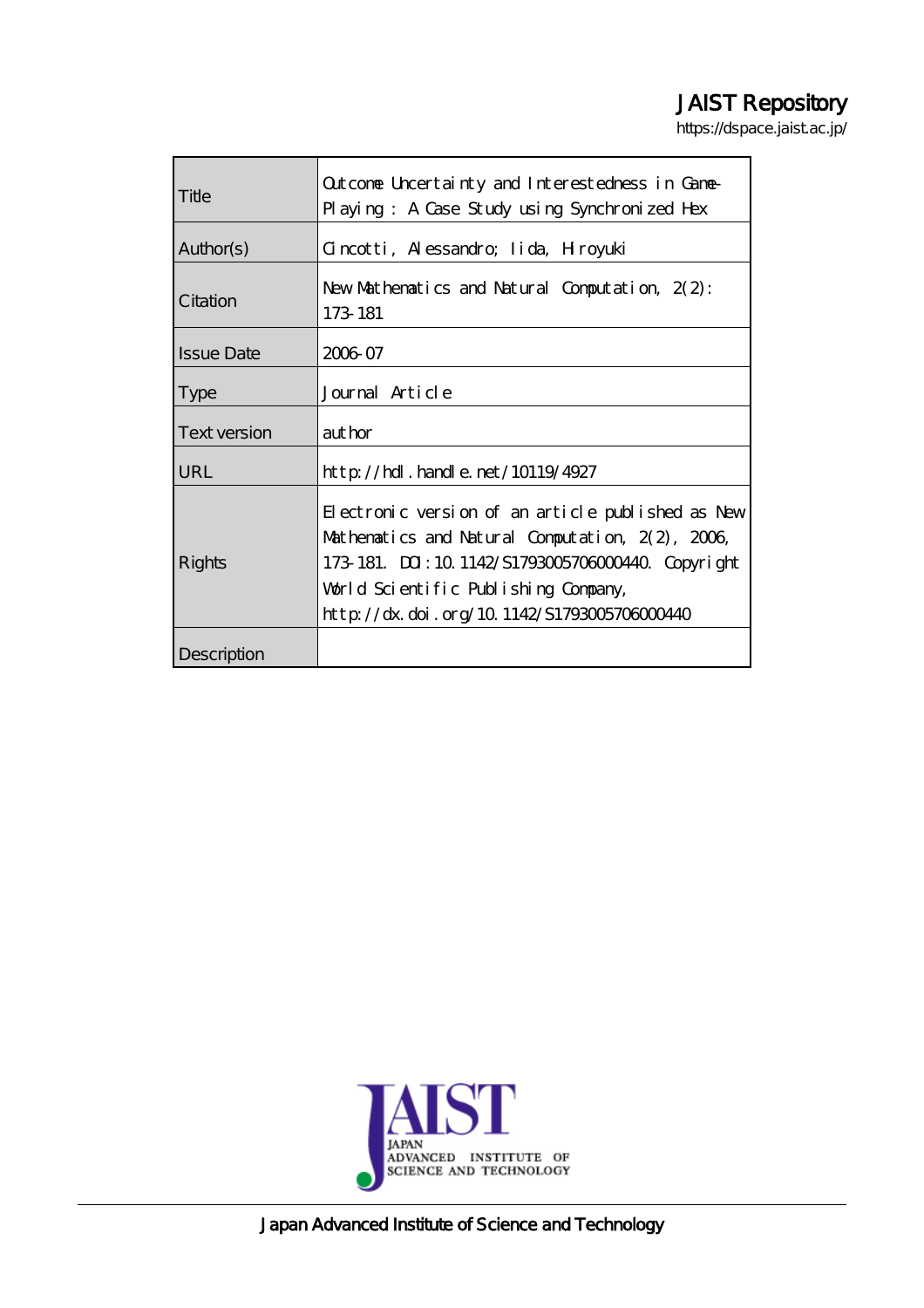JAIST Repository

https://dspace.jaist.ac.jp/

| | |
|---|---|
| Title | Outcome Uncertainty and Interestedness in Game-Playing : A Case Study using Synchronized Hex |
| Author(s) | Cincotti, Alessandro; Iida, Hiroyuki |
| Citation | New Mathematics and Natural Computation, 2(2): 173-181 |
| Issue Date | 2006-07 |
| Type | Journal Article |
| Text version | author |
| URL | http://hdl.handle.net/10119/4927 |
| Rights | Electronic version of an article published as New Mathematics and Natural Computation, 2(2), 2006, 173-181. DOI:10.1142/S1793005706000440. Copyright World Scientific Publishing Company, http://dx.doi.org/10.1142/S1793005706000440 |
| Description | |

JAIST

JAPAN ADVANCED INSTITUTE OF SCIENCE AND TECHNOLOGY

Japan Advanced Institute of Science and Technology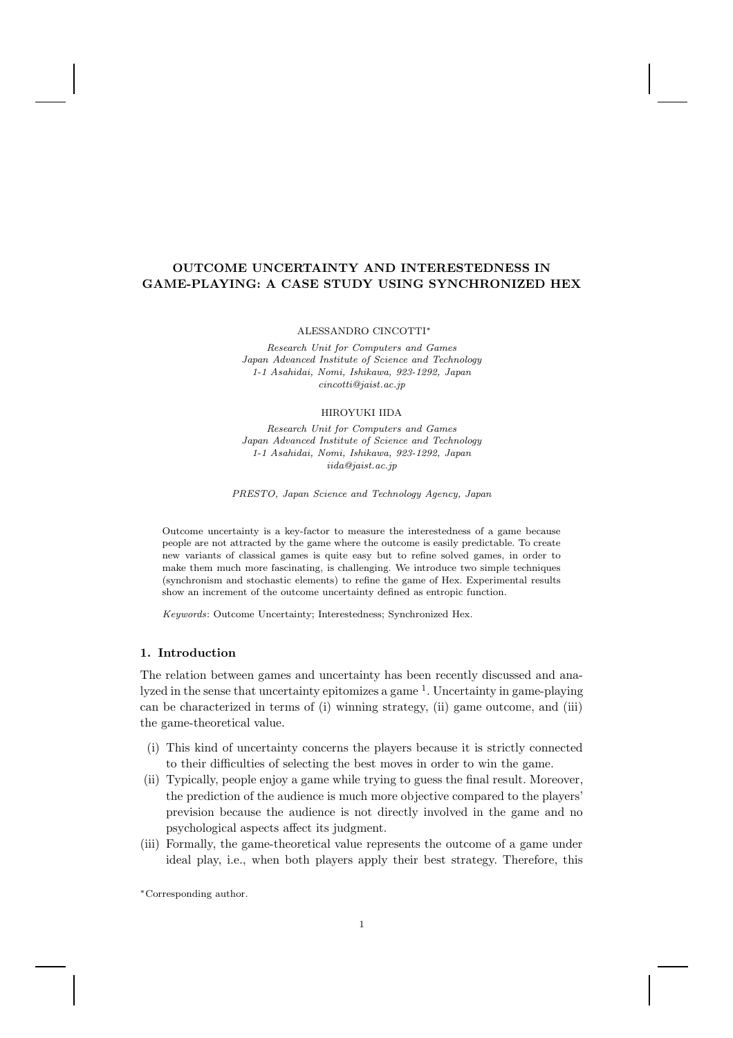# OUTCOME UNCERTAINTY AND INTERESTEDNESS IN GAME-PLAYING: A CASE STUDY USING SYNCHRONIZED HEX

ALESSANDRO CINCOTTI*

*Research Unit for Computers and Games*
*Japan Advanced Institute of Science and Technology*
*1-1 Asahidai, Nomi, Ishikawa, 923-1292, Japan*
*cincotti@jaist.ac.jp*

HIROYUKI IIDA

*Research Unit for Computers and Games*
*Japan Advanced Institute of Science and Technology*
*1-1 Asahidai, Nomi, Ishikawa, 923-1292, Japan*
*iida@jaist.ac.jp*

*PRESTO, Japan Science and Technology Agency, Japan*

Outcome uncertainty is a key-factor to measure the interestedness of a game because people are not attracted by the game where the outcome is easily predictable. To create new variants of classical games is quite easy but to refine solved games, in order to make them much more fascinating, is challenging. We introduce two simple techniques (synchronism and stochastic elements) to refine the game of Hex. Experimental results show an increment of the outcome uncertainty defined as entropic function.

*Keywords*: Outcome Uncertainty; Interestedness; Synchronized Hex.

## 1. Introduction

The relation between games and uncertainty has been recently discussed and analyzed in the sense that uncertainty epitomizes a game [1]. Uncertainty in game-playing can be characterized in terms of (i) winning strategy, (ii) game outcome, and (iii) the game-theoretical value.

(i) This kind of uncertainty concerns the players because it is strictly connected to their difficulties of selecting the best moves in order to win the game.

(ii) Typically, people enjoy a game while trying to guess the final result. Moreover, the prediction of the audience is much more objective compared to the players' prevision because the audience is not directly involved in the game and no psychological aspects affect its judgment.

(iii) Formally, the game-theoretical value represents the outcome of a game under ideal play, i.e., when both players apply their best strategy. Therefore, this

*Corresponding author.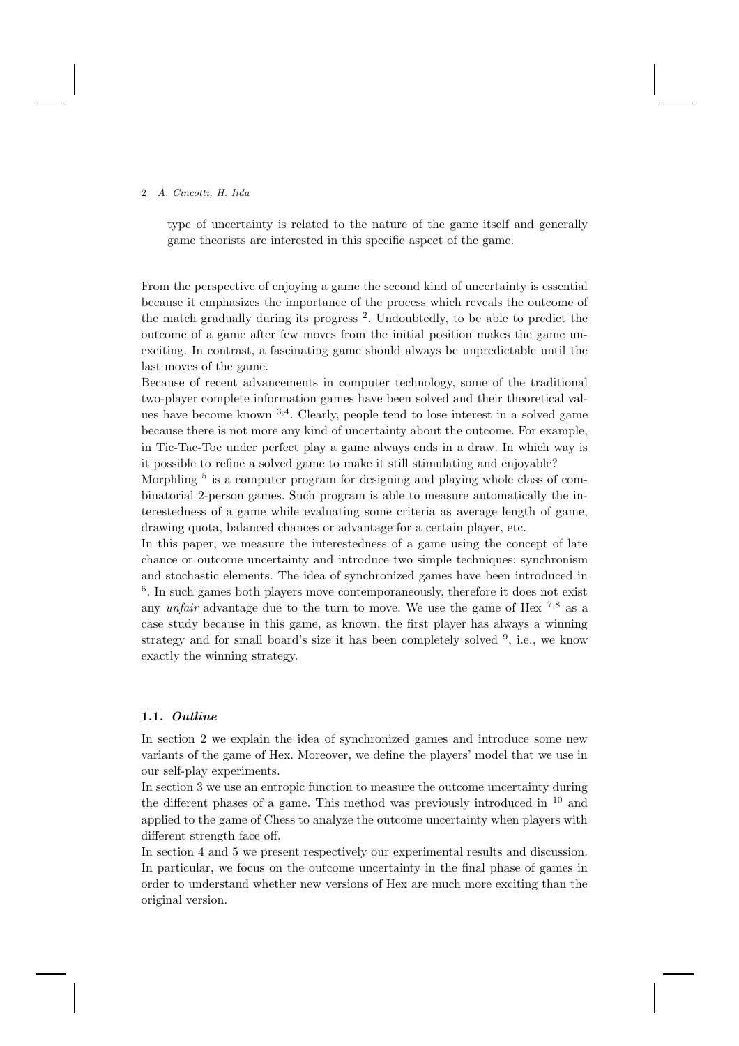type of uncertainty is related to the nature of the game itself and generally game theorists are interested in this specific aspect of the game.

From the perspective of enjoying a game the second kind of uncertainty is essential because it emphasizes the importance of the process which reveals the outcome of the match gradually during its progress [2]. Undoubtedly, to be able to predict the outcome of a game after few moves from the initial position makes the game unexciting. In contrast, a fascinating game should always be unpredictable until the last moves of the game.

Because of recent advancements in computer technology, some of the traditional two-player complete information games have been solved and their theoretical values have become known [3,4]. Clearly, people tend to lose interest in a solved game because there is not more any kind of uncertainty about the outcome. For example, in Tic-Tac-Toe under perfect play a game always ends in a draw. In which way is it possible to refine a solved game to make it still stimulating and enjoyable?

Morphling [5] is a computer program for designing and playing whole class of combinatorial 2-person games. Such program is able to measure automatically the interestedness of a game while evaluating some criteria as average length of game, drawing quota, balanced chances or advantage for a certain player, etc.

In this paper, we measure the interestedness of a game using the concept of late chance or outcome uncertainty and introduce two simple techniques: synchronism and stochastic elements. The idea of synchronized games have been introduced in [6]. In such games both players move contemporaneously, therefore it does not exist any *unfair* advantage due to the turn to move. We use the game of Hex [7,8] as a case study because in this game, as known, the first player has always a winning strategy and for small board's size it has been completely solved [9], i.e., we know exactly the winning strategy.

### 1.1. *Outline*

In section 2 we explain the idea of synchronized games and introduce some new variants of the game of Hex. Moreover, we define the players' model that we use in our self-play experiments.

In section 3 we use an entropic function to measure the outcome uncertainty during the different phases of a game. This method was previously introduced in [10] and applied to the game of Chess to analyze the outcome uncertainty when players with different strength face off.

In section 4 and 5 we present respectively our experimental results and discussion. In particular, we focus on the outcome uncertainty in the final phase of games in order to understand whether new versions of Hex are much more exciting than the original version.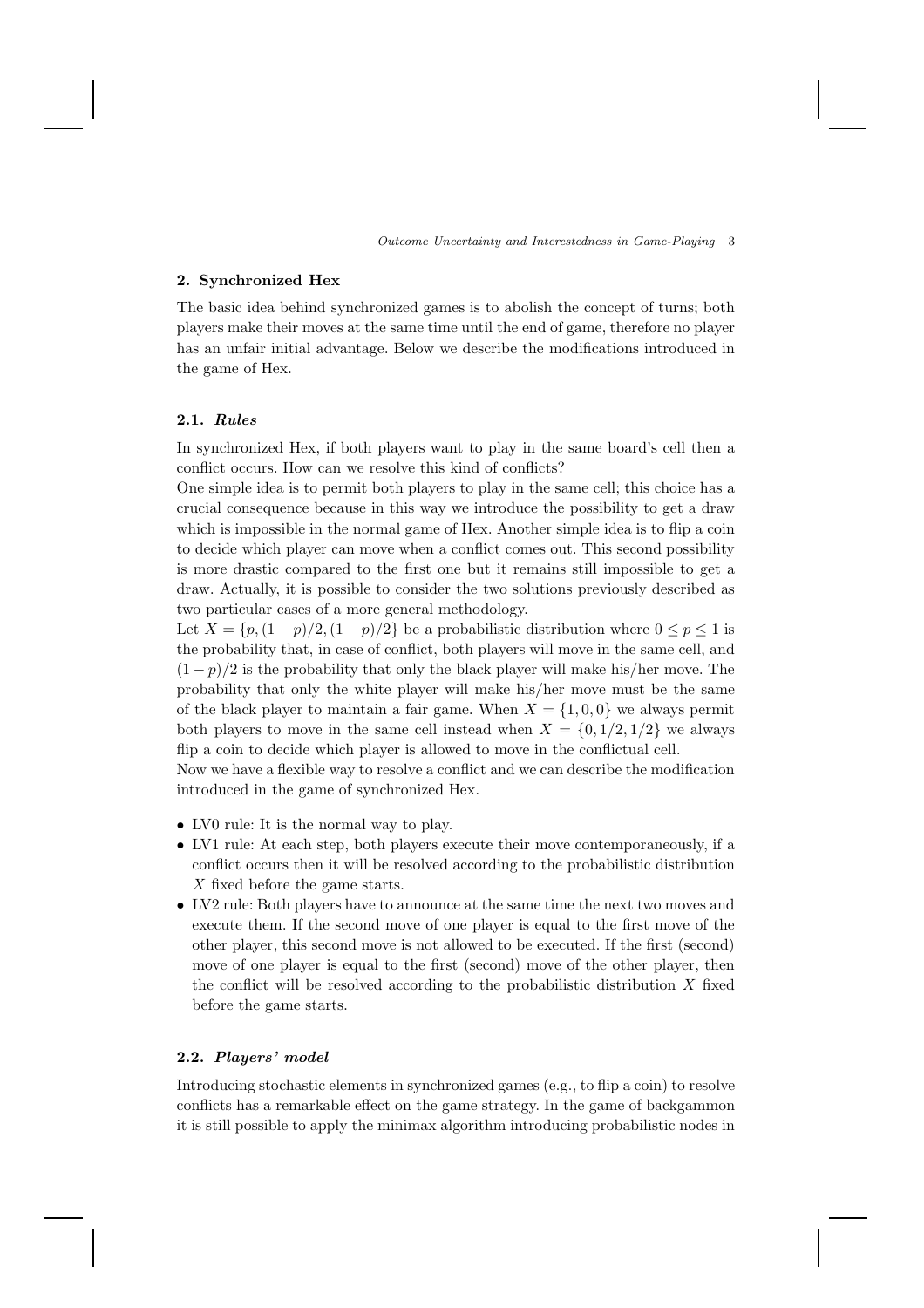## 2. Synchronized Hex

The basic idea behind synchronized games is to abolish the concept of turns; both players make their moves at the same time until the end of game, therefore no player has an unfair initial advantage. Below we describe the modifications introduced in the game of Hex.

### 2.1. *Rules*

In synchronized Hex, if both players want to play in the same board's cell then a conflict occurs. How can we resolve this kind of conflicts?

One simple idea is to permit both players to play in the same cell; this choice has a crucial consequence because in this way we introduce the possibility to get a draw which is impossible in the normal game of Hex. Another simple idea is to flip a coin to decide which player can move when a conflict comes out. This second possibility is more drastic compared to the first one but it remains still impossible to get a draw. Actually, it is possible to consider the two solutions previously described as two particular cases of a more general methodology.

Let $X = \{p, (1-p)/2, (1-p)/2\}$ be a probabilistic distribution where $0 \leq p \leq 1$ is the probability that, in case of conflict, both players will move in the same cell, and $(1-p)/2$ is the probability that only the black player will make his/her move. The probability that only the white player will make his/her move must be the same of the black player to maintain a fair game. When $X = \{1, 0, 0\}$ we always permit both players to move in the same cell instead when $X = \{0, 1/2, 1/2\}$ we always flip a coin to decide which player is allowed to move in the conflictual cell.

Now we have a flexible way to resolve a conflict and we can describe the modification introduced in the game of synchronized Hex.

- LV0 rule: It is the normal way to play.
- LV1 rule: At each step, both players execute their move contemporaneously, if a conflict occurs then it will be resolved according to the probabilistic distribution $X$ fixed before the game starts.
- LV2 rule: Both players have to announce at the same time the next two moves and execute them. If the second move of one player is equal to the first move of the other player, this second move is not allowed to be executed. If the first (second) move of one player is equal to the first (second) move of the other player, then the conflict will be resolved according to the probabilistic distribution $X$ fixed before the game starts.

### 2.2. *Players' model*

Introducing stochastic elements in synchronized games (e.g., to flip a coin) to resolve conflicts has a remarkable effect on the game strategy. In the game of backgammon it is still possible to apply the minimax algorithm introducing probabilistic nodes in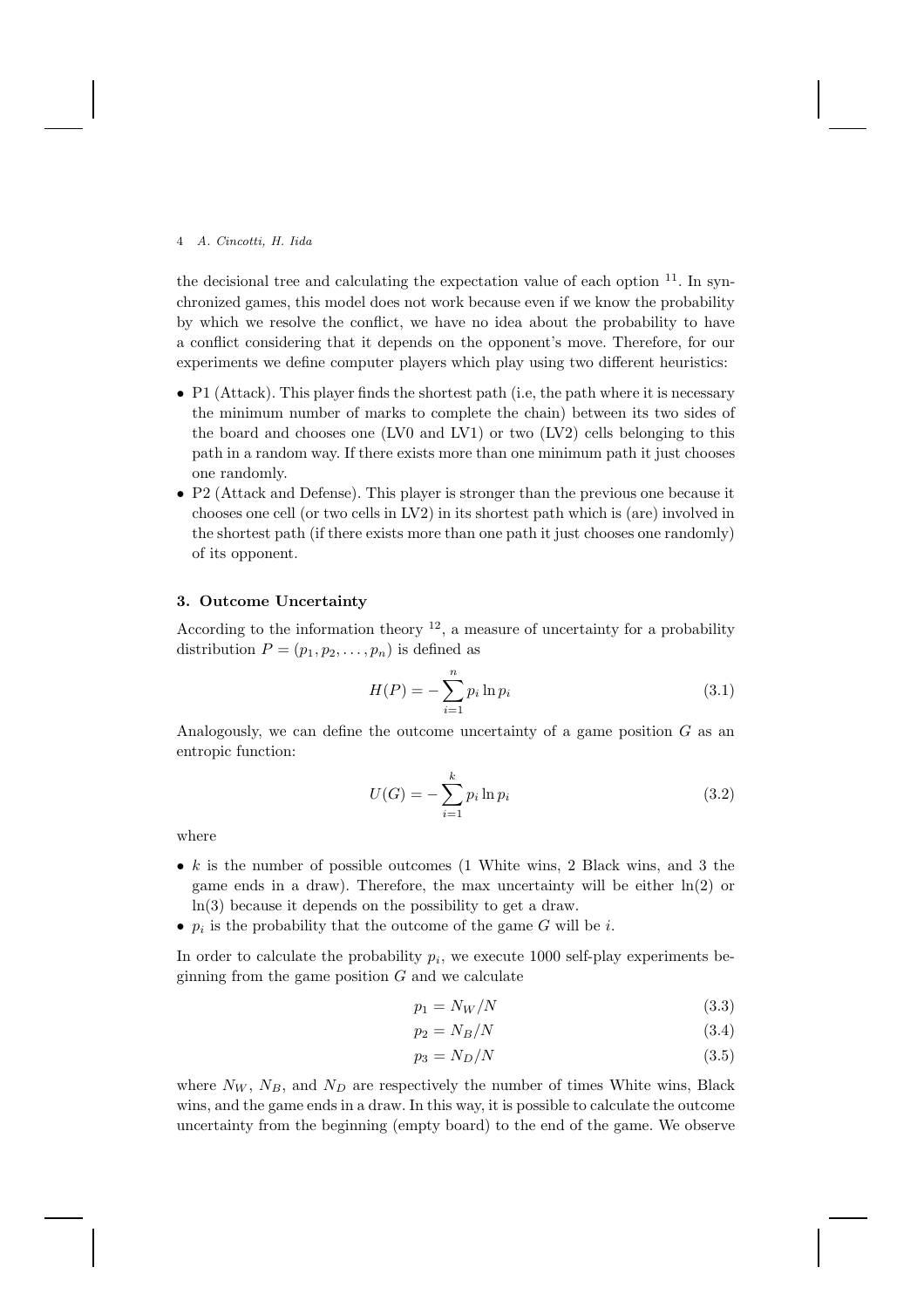the decisional tree and calculating the expectation value of each option [11]. In synchronized games, this model does not work because even if we know the probability by which we resolve the conflict, we have no idea about the probability to have a conflict considering that it depends on the opponent's move. Therefore, for our experiments we define computer players which play using two different heuristics:

- P1 (Attack). This player finds the shortest path (i.e, the path where it is necessary the minimum number of marks to complete the chain) between its two sides of the board and chooses one (LV0 and LV1) or two (LV2) cells belonging to this path in a random way. If there exists more than one minimum path it just chooses one randomly.
- P2 (Attack and Defense). This player is stronger than the previous one because it chooses one cell (or two cells in LV2) in its shortest path which is (are) involved in the shortest path (if there exists more than one path it just chooses one randomly) of its opponent.

### 3. Outcome Uncertainty

According to the information theory [12], a measure of uncertainty for a probability distribution $P = (p_1, p_2, \ldots, p_n)$ is defined as

$$H(P) = -\sum_{i=1}^{n} p_i \ln p_i \tag{3.1}$$

Analogously, we can define the outcome uncertainty of a game position $G$ as an entropic function:

$$U(G) = -\sum_{i=1}^{k} p_i \ln p_i \tag{3.2}$$

where

- $k$ is the number of possible outcomes (1 White wins, 2 Black wins, and 3 the game ends in a draw). Therefore, the max uncertainty will be either $\ln(2)$ or $\ln(3)$ because it depends on the possibility to get a draw.
- $p_i$ is the probability that the outcome of the game $G$ will be $i$.

In order to calculate the probability $p_i$, we execute 1000 self-play experiments beginning from the game position $G$ and we calculate

$$p_1 = N_W/N \tag{3.3}$$

$$p_2 = N_B/N \tag{3.4}$$

$$p_3 = N_D/N \tag{3.5}$$

where $N_W$, $N_B$, and $N_D$ are respectively the number of times White wins, Black wins, and the game ends in a draw. In this way, it is possible to calculate the outcome uncertainty from the beginning (empty board) to the end of the game. We observe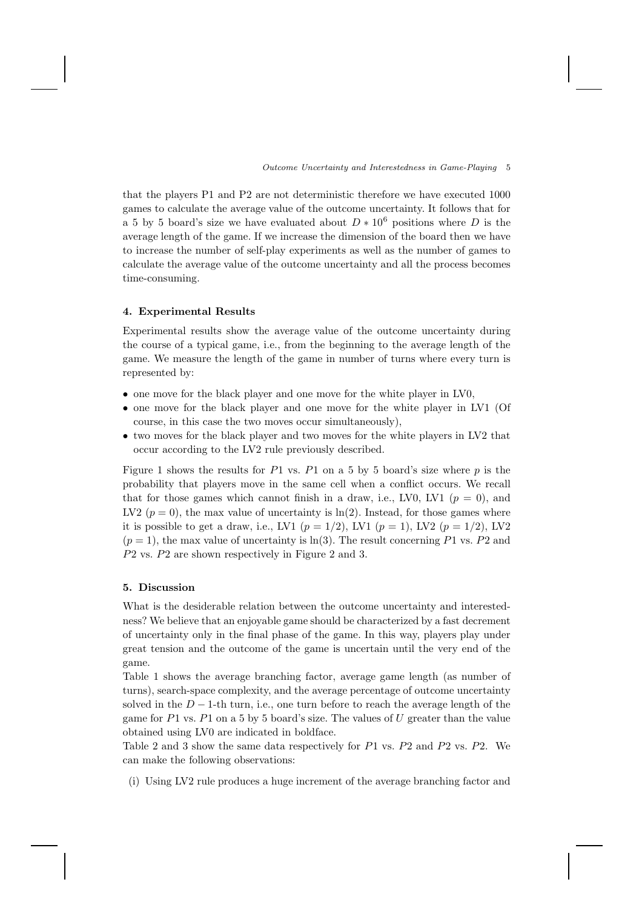that the players P1 and P2 are not deterministic therefore we have executed 1000 games to calculate the average value of the outcome uncertainty. It follows that for a 5 by 5 board's size we have evaluated about $D * 10^6$ positions where $D$ is the average length of the game. If we increase the dimension of the board then we have to increase the number of self-play experiments as well as the number of games to calculate the average value of the outcome uncertainty and all the process becomes time-consuming.

## 4. Experimental Results

Experimental results show the average value of the outcome uncertainty during the course of a typical game, i.e., from the beginning to the average length of the game. We measure the length of the game in number of turns where every turn is represented by:

- one move for the black player and one move for the white player in LV0,
- one move for the black player and one move for the white player in LV1 (Of course, in this case the two moves occur simultaneously),
- two moves for the black player and two moves for the white players in LV2 that occur according to the LV2 rule previously described.

Figure 1 shows the results for $P1$ vs. $P1$ on a 5 by 5 board's size where $p$ is the probability that players move in the same cell when a conflict occurs. We recall that for those games which cannot finish in a draw, i.e., LV0, LV1 ($p = 0$), and LV2 ($p = 0$), the max value of uncertainty is $\ln(2)$. Instead, for those games where it is possible to get a draw, i.e., LV1 ($p = 1/2$), LV1 ($p = 1$), LV2 ($p = 1/2$), LV2 ($p = 1$), the max value of uncertainty is $\ln(3)$. The result concerning $P1$ vs. $P2$ and $P2$ vs. $P2$ are shown respectively in Figure 2 and 3.

## 5. Discussion

What is the desiderable relation between the outcome uncertainty and interestedness? We believe that an enjoyable game should be characterized by a fast decrement of uncertainty only in the final phase of the game. In this way, players play under great tension and the outcome of the game is uncertain until the very end of the game.

Table 1 shows the average branching factor, average game length (as number of turns), search-space complexity, and the average percentage of outcome uncertainty solved in the $D-1$-th turn, i.e., one turn before to reach the average length of the game for $P1$ vs. $P1$ on a 5 by 5 board's size. The values of $U$ greater than the value obtained using LV0 are indicated in boldface.

Table 2 and 3 show the same data respectively for $P1$ vs. $P2$ and $P2$ vs. $P2$. We can make the following observations:

(i) Using LV2 rule produces a huge increment of the average branching factor and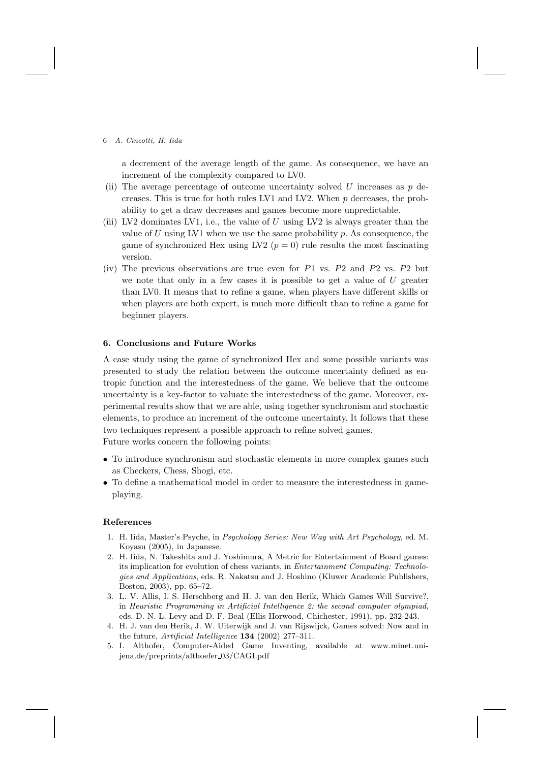a decrement of the average length of the game. As consequence, we have an increment of the complexity compared to LV0.

(ii) The average percentage of outcome uncertainty solved $U$ increases as $p$ decreases. This is true for both rules LV1 and LV2. When $p$ decreases, the probability to get a draw decreases and games become more unpredictable.

(iii) LV2 dominates LV1, i.e., the value of $U$ using LV2 is always greater than the value of $U$ using LV1 when we use the same probability $p$. As consequence, the game of synchronized Hex using LV2 ($p = 0$) rule results the most fascinating version.

(iv) The previous observations are true even for $P1$ vs. $P2$ and $P2$ vs. $P2$ but we note that only in a few cases it is possible to get a value of $U$ greater than LV0. It means that to refine a game, when players have different skills or when players are both expert, is much more difficult than to refine a game for beginner players.

## 6. Conclusions and Future Works

A case study using the game of synchronized Hex and some possible variants was presented to study the relation between the outcome uncertainty defined as entropic function and the interestedness of the game. We believe that the outcome uncertainty is a key-factor to valuate the interestedness of the game. Moreover, experimental results show that we are able, using together synchronism and stochastic elements, to produce an increment of the outcome uncertainty. It follows that these two techniques represent a possible approach to refine solved games.
Future works concern the following points:

- To introduce synchronism and stochastic elements in more complex games such as Checkers, Chess, Shogi, etc.
- To define a mathematical model in order to measure the interestedness in game-playing.

## References

1. H. Iida, Master's Psyche, in *Psychology Series: New Way with Art Psychology*, ed. M. Koyasu (2005), in Japanese.
2. H. Iida, N. Takeshita and J. Yoshimura, A Metric for Entertainment of Board games: its implication for evolution of chess variants, in *Entertainment Computing: Technologies and Applications*, eds. R. Nakatsu and J. Hoshino (Kluwer Academic Publishers, Boston, 2003), pp. 65–72.
3. L. V. Allis, I. S. Herschberg and H. J. van den Herik, Which Games Will Survive?, in *Heuristic Programming in Artificial Intelligence 2: the second computer olympiad*, eds. D. N. L. Levy and D. F. Beal (Ellis Horwood, Chichester, 1991), pp. 232-243.
4. H. J. van den Herik, J. W. Uiterwijk and J. van Rijswijck, Games solved: Now and in the future, *Artificial Intelligence* **134** (2002) 277–311.
5. I. Althofer, Computer-Aided Game Inventing, available at www.minet.uni-jena.de/preprints/althoefer_03/CAGI.pdf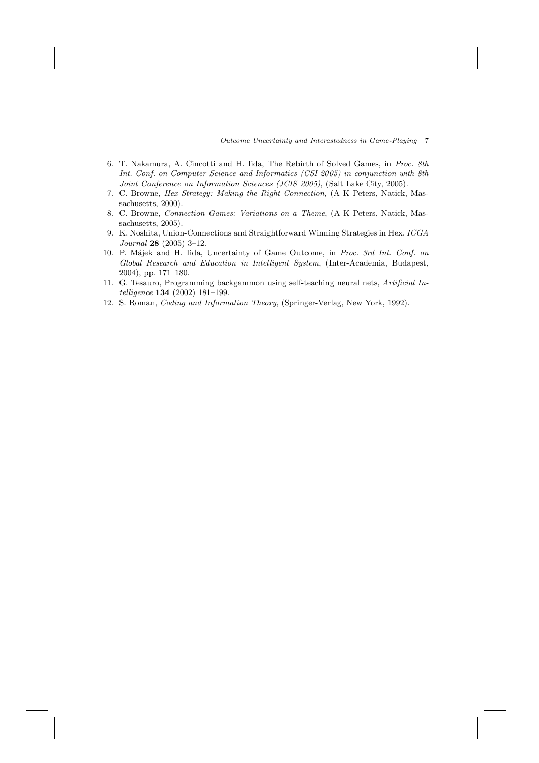6. T. Nakamura, A. Cincotti and H. Iida, The Rebirth of Solved Games, in *Proc. 8th Int. Conf. on Computer Science and Informatics (CSI 2005) in conjunction with 8th Joint Conference on Information Sciences (JCIS 2005)*, (Salt Lake City, 2005).
7. C. Browne, *Hex Strategy: Making the Right Connection*, (A K Peters, Natick, Massachusetts, 2000).
8. C. Browne, *Connection Games: Variations on a Theme*, (A K Peters, Natick, Massachusetts, 2005).
9. K. Noshita, Union-Connections and Straightforward Winning Strategies in Hex, *ICGA Journal* **28** (2005) 3–12.
10. P. Májek and H. Iida, Uncertainty of Game Outcome, in *Proc. 3rd Int. Conf. on Global Research and Education in Intelligent System*, (Inter-Academia, Budapest, 2004), pp. 171–180.
11. G. Tesauro, Programming backgammon using self-teaching neural nets, *Artificial Intelligence* **134** (2002) 181–199.
12. S. Roman, *Coding and Information Theory*, (Springer-Verlag, New York, 1992).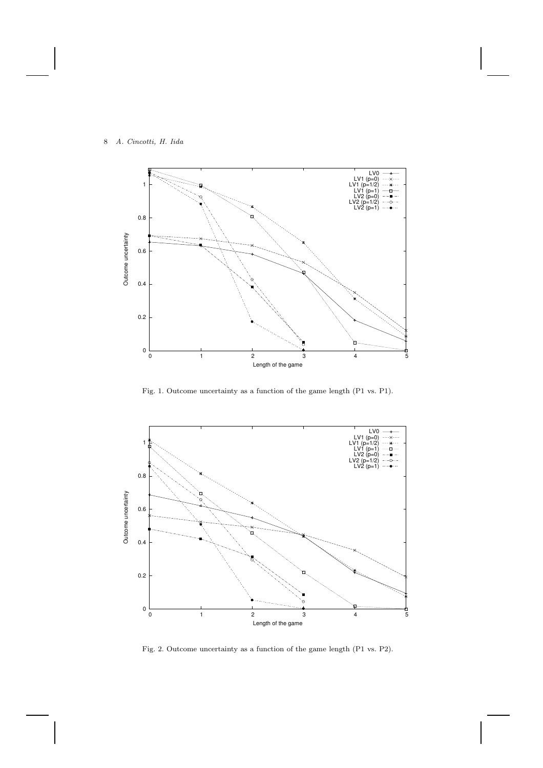Fig. 1. Outcome uncertainty as a function of the game length (P1 vs. P1).

Fig. 2. Outcome uncertainty as a function of the game length (P1 vs. P2).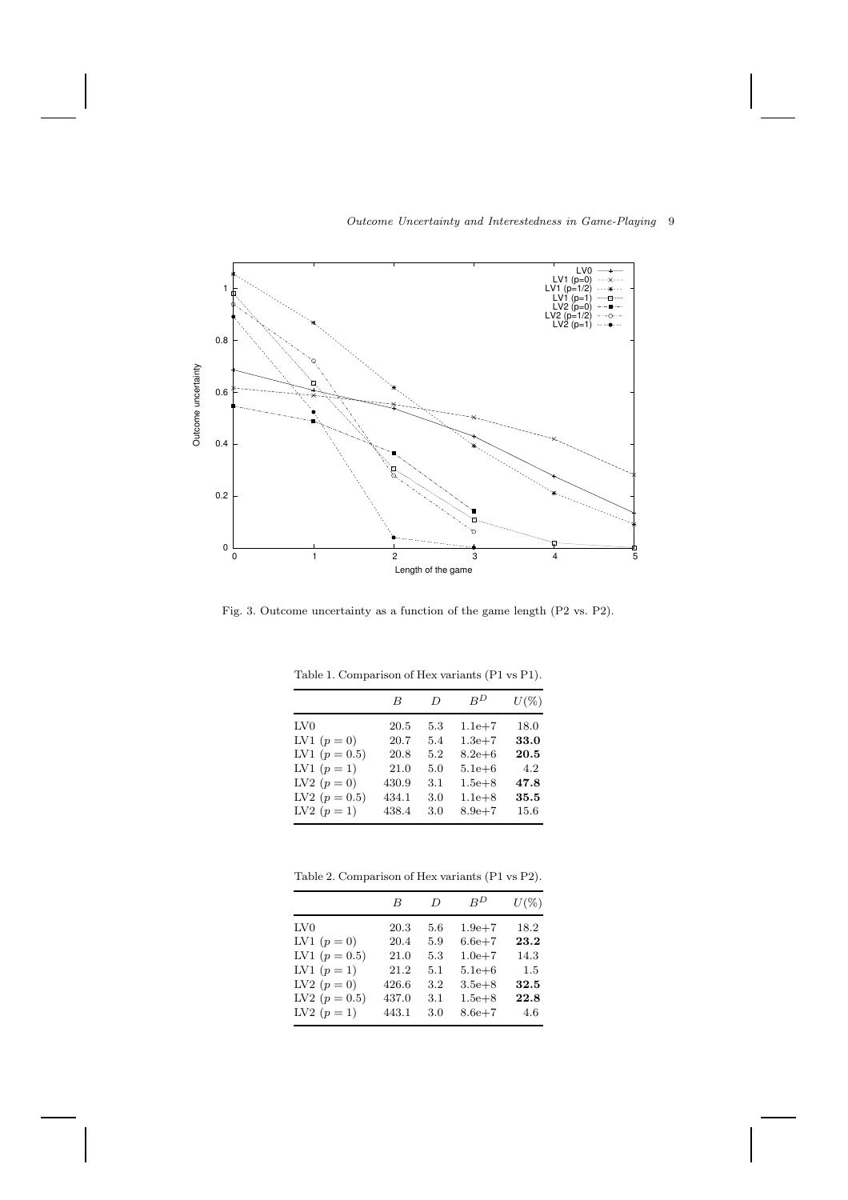Fig. 3. Outcome uncertainty as a function of the game length (P2 vs. P2).

Table 1. Comparison of Hex variants (P1 vs P1).

| | $B$ | $D$ | $B^D$ | $U(\%)$ |
|---|---|---|---|---|
| LV0 | 20.5 | 5.3 | 1.1e+7 | 18.0 |
| LV1 ($p = 0$) | 20.7 | 5.4 | 1.3e+7 | **33.0** |
| LV1 ($p = 0.5$) | 20.8 | 5.2 | 8.2e+6 | **20.5** |
| LV1 ($p = 1$) | 21.0 | 5.0 | 5.1e+6 | 4.2 |
| LV2 ($p = 0$) | 430.9 | 3.1 | 1.5e+8 | **47.8** |
| LV2 ($p = 0.5$) | 434.1 | 3.0 | 1.1e+8 | **35.5** |
| LV2 ($p = 1$) | 438.4 | 3.0 | 8.9e+7 | 15.6 |

Table 2. Comparison of Hex variants (P1 vs P2).

| | $B$ | $D$ | $B^D$ | $U(\%)$ |
|---|---|---|---|---|
| LV0 | 20.3 | 5.6 | 1.9e+7 | 18.2 |
| LV1 ($p = 0$) | 20.4 | 5.9 | 6.6e+7 | **23.2** |
| LV1 ($p = 0.5$) | 21.0 | 5.3 | 1.0e+7 | 14.3 |
| LV1 ($p = 1$) | 21.2 | 5.1 | 5.1e+6 | 1.5 |
| LV2 ($p = 0$) | 426.6 | 3.2 | 3.5e+8 | **32.5** |
| LV2 ($p = 0.5$) | 437.0 | 3.1 | 1.5e+8 | **22.8** |
| LV2 ($p = 1$) | 443.1 | 3.0 | 8.6e+7 | 4.6 |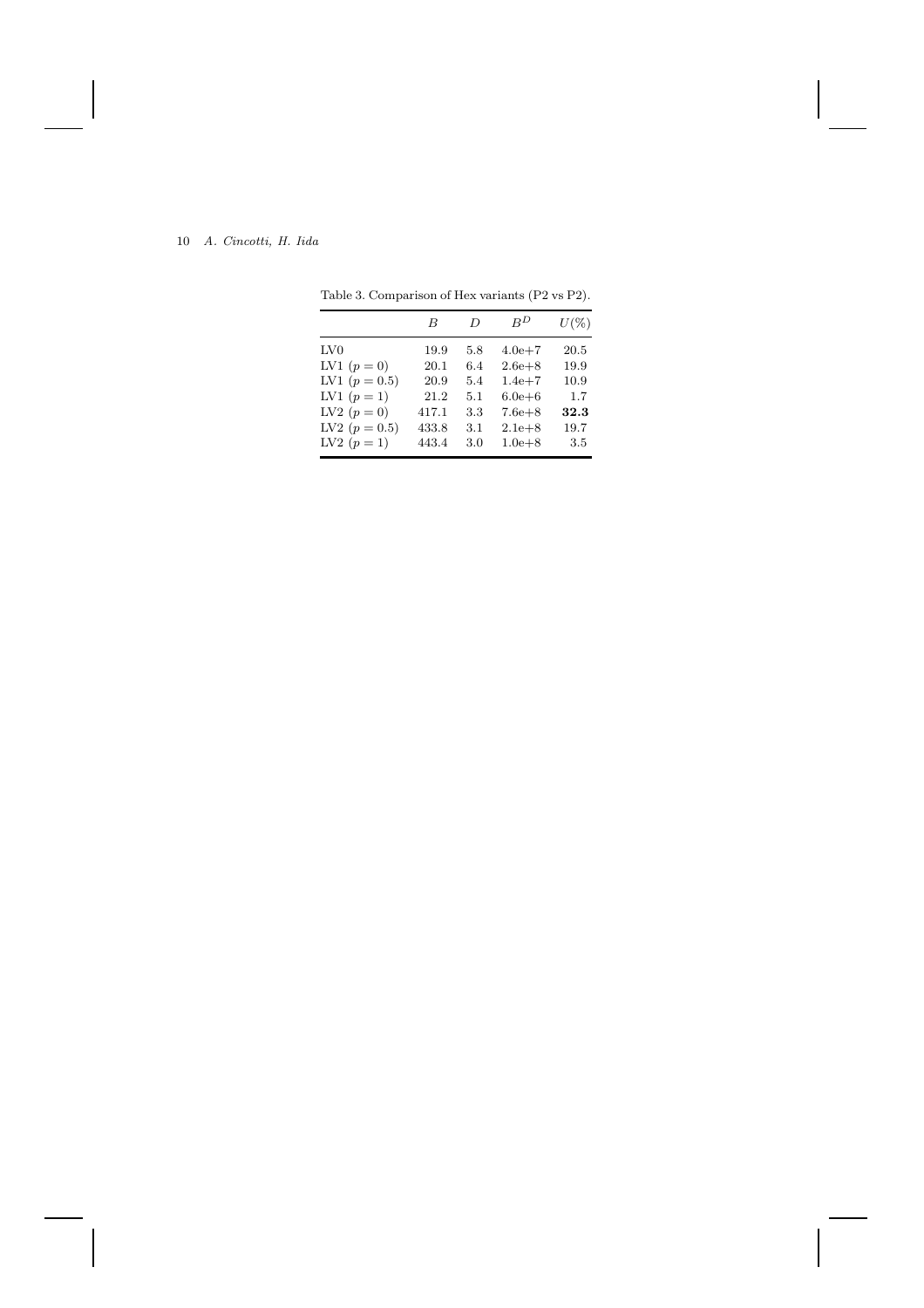Table 3. Comparison of Hex variants (P2 vs P2).

| | $B$ | $D$ | $B^D$ | $U(\%)$ |
|---|---|---|---|---|
| LV0 | 19.9 | 5.8 | 4.0e+7 | 20.5 |
| LV1 ($p = 0$) | 20.1 | 6.4 | 2.6e+8 | 19.9 |
| LV1 ($p = 0.5$) | 20.9 | 5.4 | 1.4e+7 | 10.9 |
| LV1 ($p = 1$) | 21.2 | 5.1 | 6.0e+6 | 1.7 |
| LV2 ($p = 0$) | 417.1 | 3.3 | 7.6e+8 | **32.3** |
| LV2 ($p = 0.5$) | 433.8 | 3.1 | 2.1e+8 | 19.7 |
| LV2 ($p = 1$) | 443.4 | 3.0 | 1.0e+8 | 3.5 |